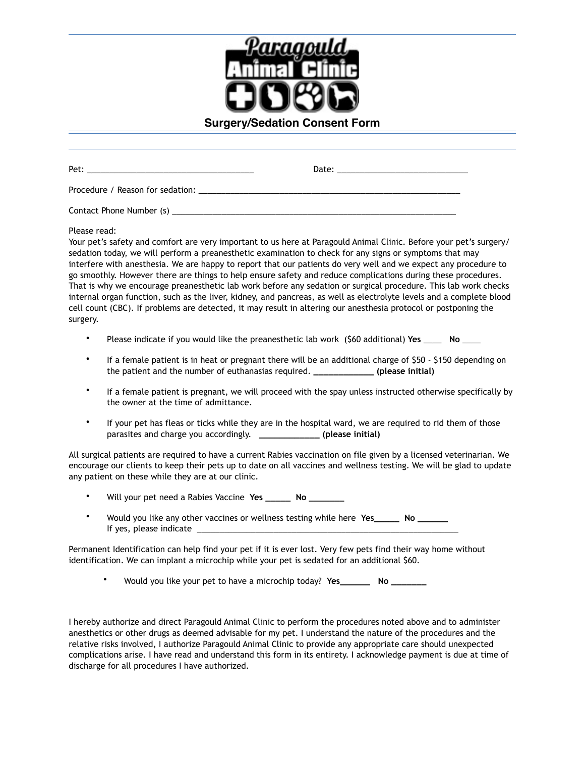**Paragould Animal Clinic**

## Surgery/Sedation Consent Form

Pet: ______________________________________ Date: ______________________________

Procedure / Reason for sedation: ____________________________________________________________

Contact Phone Number (s) _________________________________________________________________

Please read:
Your pet's safety and comfort are very important to us here at Paragould Animal Clinic. Before your pet's surgery/ sedation today, we will perform a preanesthetic examination to check for any signs or symptoms that may interfere with anesthesia. We are happy to report that our patients do very well and we expect any procedure to go smoothly. However there are things to help ensure safety and reduce complications during these procedures. That is why we encourage preanesthetic lab work before any sedation or surgical procedure. This lab work checks internal organ function, such as the liver, kidney, and pancreas, as well as electrolyte levels and a complete blood cell count (CBC). If problems are detected, it may result in altering our anesthesia protocol or postponing the surgery.

- Please indicate if you would like the preanesthetic lab work ($60 additional) **Yes** ____ **No** ____
- If a female patient is in heat or pregnant there will be an additional charge of $50 - $150 depending on the patient and the number of euthanasias required. **_____________ (please initial)**
- If a female patient is pregnant, we will proceed with the spay unless instructed otherwise specifically by the owner at the time of admittance.
- If your pet has fleas or ticks while they are in the hospital ward, we are required to rid them of those parasites and charge you accordingly. **_____________ (please initial)**

All surgical patients are required to have a current Rabies vaccination on file given by a licensed veterinarian. We encourage our clients to keep their pets up to date on all vaccines and wellness testing. We will be glad to update any patient on these while they are at our clinic.

- Will your pet need a Rabies Vaccine **Yes _____ No _______**
- Would you like any other vaccines or wellness testing while here **Yes_____ No ______**
  If yes, please indicate ____________________________________________________________

Permanent Identification can help find your pet if it is ever lost. Very few pets find their way home without identification. We can implant a microchip while your pet is sedated for an additional $60.

- Would you like your pet to have a microchip today? **Yes______ No _______**

I hereby authorize and direct Paragould Animal Clinic to perform the procedures noted above and to administer anesthetics or other drugs as deemed advisable for my pet. I understand the nature of the procedures and the relative risks involved, I authorize Paragould Animal Clinic to provide any appropriate care should unexpected complications arise. I have read and understand this form in its entirety. I acknowledge payment is due at time of discharge for all procedures I have authorized.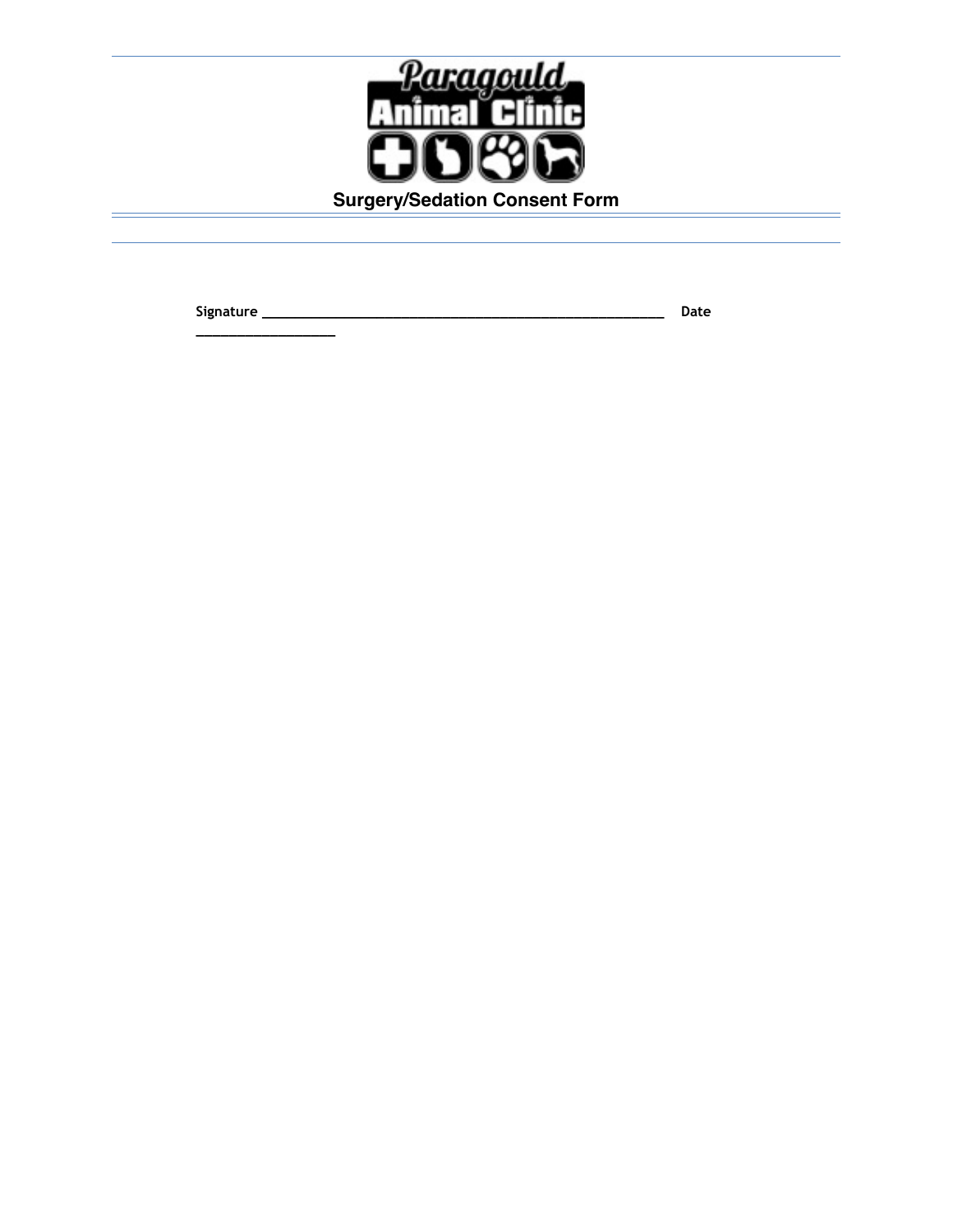Paragould Animal Clinic

## Surgery/Sedation Consent Form

**Signature** ______________________________________________________ **Date** ___________________